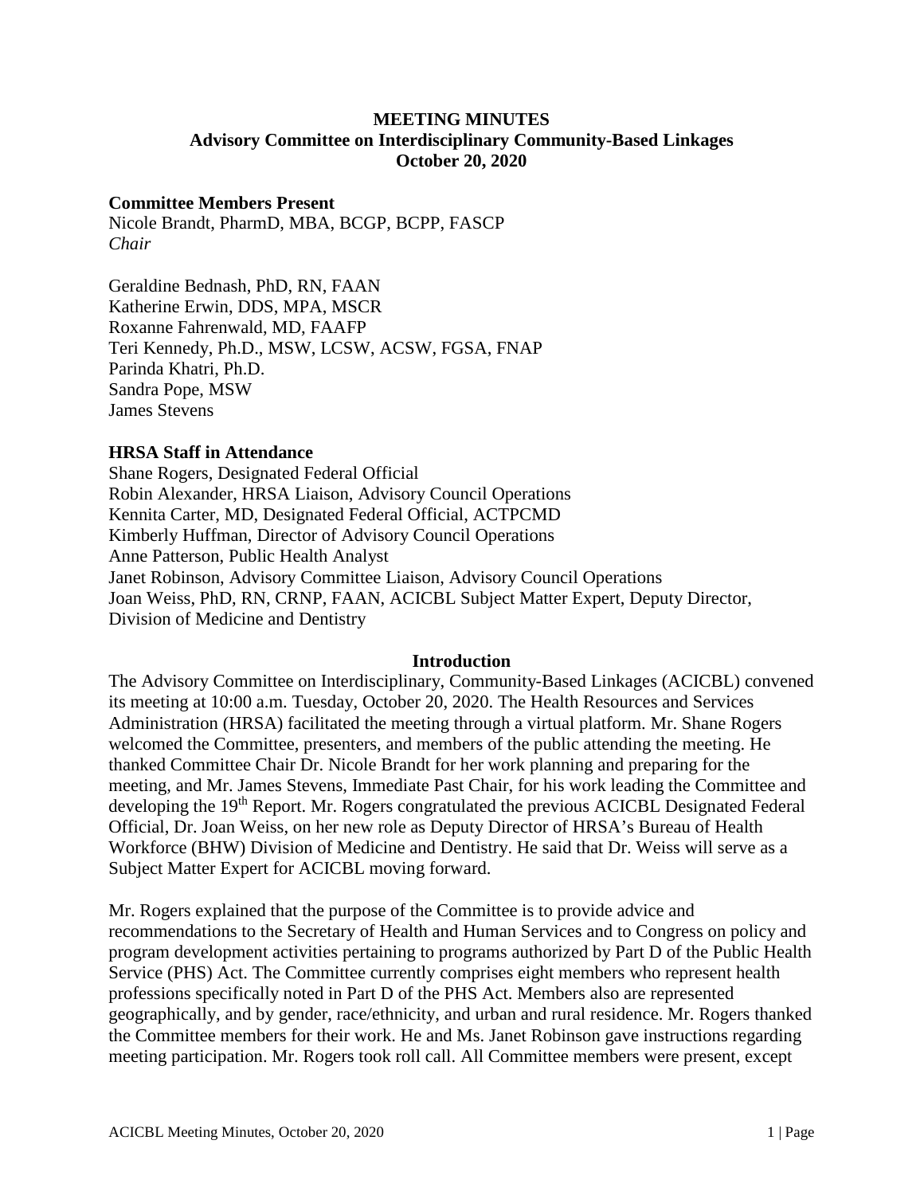**MEETING MINUTES**
**Advisory Committee on Interdisciplinary Community-Based Linkages**
**October 20, 2020**

**Committee Members Present**

Nicole Brandt, PharmD, MBA, BCGP, BCPP, FASCP
*Chair*

Geraldine Bednash, PhD, RN, FAAN
Katherine Erwin, DDS, MPA, MSCR
Roxanne Fahrenwald, MD, FAAFP
Teri Kennedy, Ph.D., MSW, LCSW, ACSW, FGSA, FNAP
Parinda Khatri, Ph.D.
Sandra Pope, MSW
James Stevens

**HRSA Staff in Attendance**

Shane Rogers, Designated Federal Official
Robin Alexander, HRSA Liaison, Advisory Council Operations
Kennita Carter, MD, Designated Federal Official, ACTPCMD
Kimberly Huffman, Director of Advisory Council Operations
Anne Patterson, Public Health Analyst
Janet Robinson, Advisory Committee Liaison, Advisory Council Operations
Joan Weiss, PhD, RN, CRNP, FAAN, ACICBL Subject Matter Expert, Deputy Director, Division of Medicine and Dentistry

## Introduction

The Advisory Committee on Interdisciplinary, Community-Based Linkages (ACICBL) convened its meeting at 10:00 a.m. Tuesday, October 20, 2020. The Health Resources and Services Administration (HRSA) facilitated the meeting through a virtual platform. Mr. Shane Rogers welcomed the Committee, presenters, and members of the public attending the meeting. He thanked Committee Chair Dr. Nicole Brandt for her work planning and preparing for the meeting, and Mr. James Stevens, Immediate Past Chair, for his work leading the Committee and developing the 19th Report. Mr. Rogers congratulated the previous ACICBL Designated Federal Official, Dr. Joan Weiss, on her new role as Deputy Director of HRSA's Bureau of Health Workforce (BHW) Division of Medicine and Dentistry. He said that Dr. Weiss will serve as a Subject Matter Expert for ACICBL moving forward.

Mr. Rogers explained that the purpose of the Committee is to provide advice and recommendations to the Secretary of Health and Human Services and to Congress on policy and program development activities pertaining to programs authorized by Part D of the Public Health Service (PHS) Act. The Committee currently comprises eight members who represent health professions specifically noted in Part D of the PHS Act. Members also are represented geographically, and by gender, race/ethnicity, and urban and rural residence. Mr. Rogers thanked the Committee members for their work. He and Ms. Janet Robinson gave instructions regarding meeting participation. Mr. Rogers took roll call. All Committee members were present, except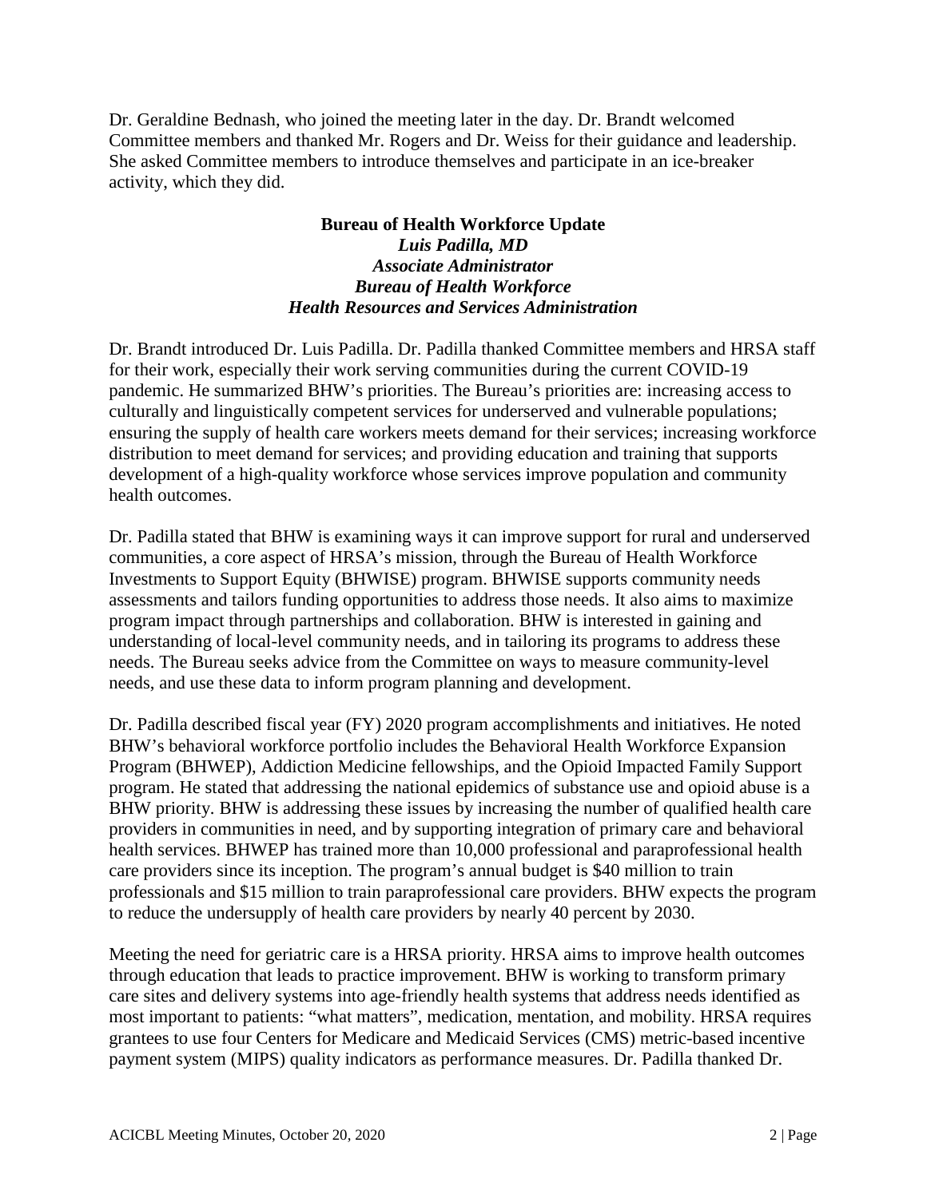Dr. Geraldine Bednash, who joined the meeting later in the day. Dr. Brandt welcomed Committee members and thanked Mr. Rogers and Dr. Weiss for their guidance and leadership. She asked Committee members to introduce themselves and participate in an ice-breaker activity, which they did.

## Bureau of Health Workforce Update

***Luis Padilla, MD***
***Associate Administrator***
***Bureau of Health Workforce***
***Health Resources and Services Administration***

Dr. Brandt introduced Dr. Luis Padilla. Dr. Padilla thanked Committee members and HRSA staff for their work, especially their work serving communities during the current COVID-19 pandemic. He summarized BHW's priorities. The Bureau's priorities are: increasing access to culturally and linguistically competent services for underserved and vulnerable populations; ensuring the supply of health care workers meets demand for their services; increasing workforce distribution to meet demand for services; and providing education and training that supports development of a high-quality workforce whose services improve population and community health outcomes.

Dr. Padilla stated that BHW is examining ways it can improve support for rural and underserved communities, a core aspect of HRSA's mission, through the Bureau of Health Workforce Investments to Support Equity (BHWISE) program. BHWISE supports community needs assessments and tailors funding opportunities to address those needs. It also aims to maximize program impact through partnerships and collaboration. BHW is interested in gaining and understanding of local-level community needs, and in tailoring its programs to address these needs. The Bureau seeks advice from the Committee on ways to measure community-level needs, and use these data to inform program planning and development.

Dr. Padilla described fiscal year (FY) 2020 program accomplishments and initiatives. He noted BHW's behavioral workforce portfolio includes the Behavioral Health Workforce Expansion Program (BHWEP), Addiction Medicine fellowships, and the Opioid Impacted Family Support program. He stated that addressing the national epidemics of substance use and opioid abuse is a BHW priority. BHW is addressing these issues by increasing the number of qualified health care providers in communities in need, and by supporting integration of primary care and behavioral health services. BHWEP has trained more than 10,000 professional and paraprofessional health care providers since its inception. The program's annual budget is \$40 million to train professionals and \$15 million to train paraprofessional care providers. BHW expects the program to reduce the undersupply of health care providers by nearly 40 percent by 2030.

Meeting the need for geriatric care is a HRSA priority. HRSA aims to improve health outcomes through education that leads to practice improvement. BHW is working to transform primary care sites and delivery systems into age-friendly health systems that address needs identified as most important to patients: "what matters", medication, mentation, and mobility. HRSA requires grantees to use four Centers for Medicare and Medicaid Services (CMS) metric-based incentive payment system (MIPS) quality indicators as performance measures. Dr. Padilla thanked Dr.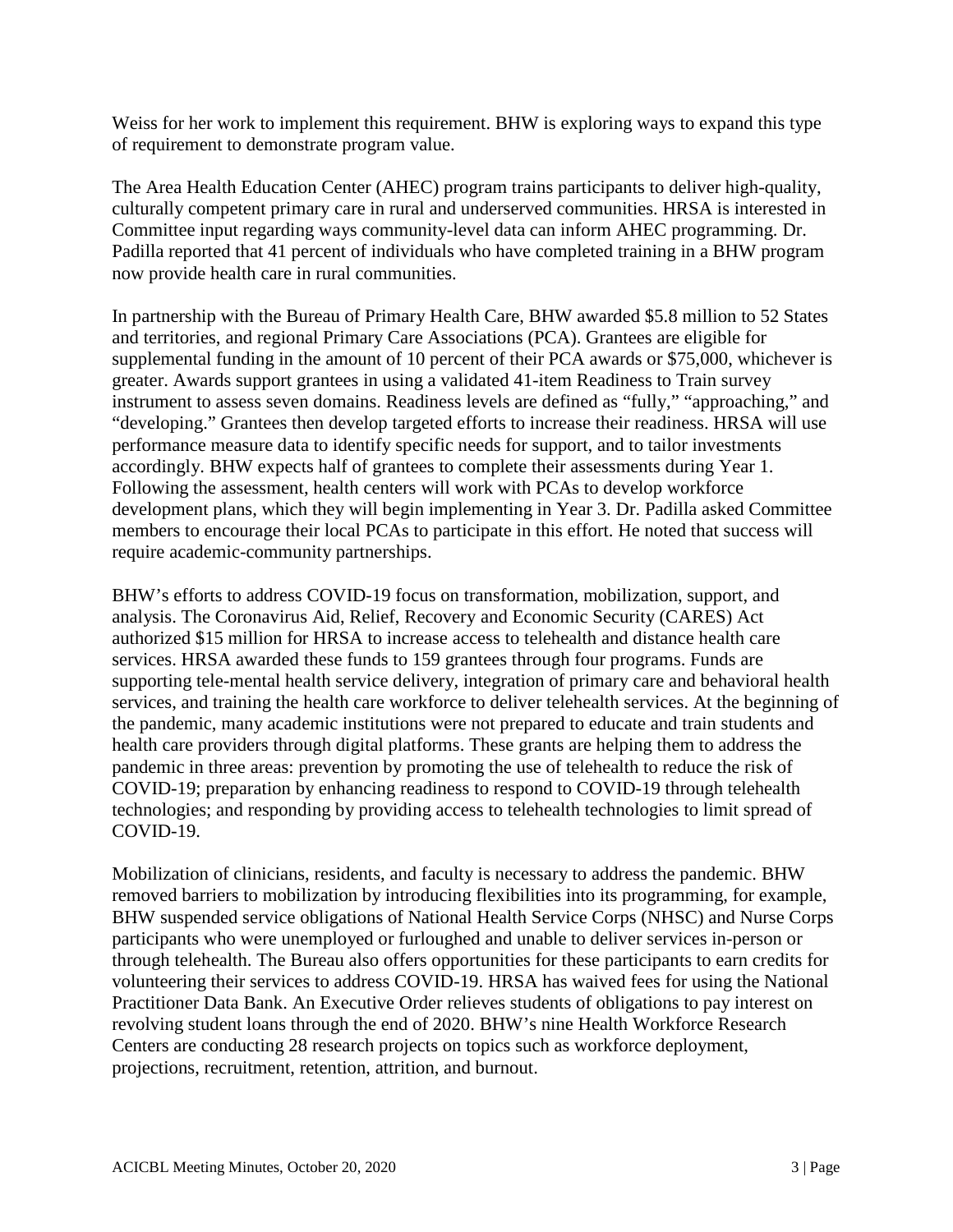Weiss for her work to implement this requirement. BHW is exploring ways to expand this type of requirement to demonstrate program value.

The Area Health Education Center (AHEC) program trains participants to deliver high-quality, culturally competent primary care in rural and underserved communities. HRSA is interested in Committee input regarding ways community-level data can inform AHEC programming. Dr. Padilla reported that 41 percent of individuals who have completed training in a BHW program now provide health care in rural communities.

In partnership with the Bureau of Primary Health Care, BHW awarded $5.8 million to 52 States and territories, and regional Primary Care Associations (PCA). Grantees are eligible for supplemental funding in the amount of 10 percent of their PCA awards or $75,000, whichever is greater. Awards support grantees in using a validated 41-item Readiness to Train survey instrument to assess seven domains. Readiness levels are defined as "fully," "approaching," and "developing." Grantees then develop targeted efforts to increase their readiness. HRSA will use performance measure data to identify specific needs for support, and to tailor investments accordingly. BHW expects half of grantees to complete their assessments during Year 1. Following the assessment, health centers will work with PCAs to develop workforce development plans, which they will begin implementing in Year 3. Dr. Padilla asked Committee members to encourage their local PCAs to participate in this effort. He noted that success will require academic-community partnerships.

BHW's efforts to address COVID-19 focus on transformation, mobilization, support, and analysis. The Coronavirus Aid, Relief, Recovery and Economic Security (CARES) Act authorized $15 million for HRSA to increase access to telehealth and distance health care services. HRSA awarded these funds to 159 grantees through four programs. Funds are supporting tele-mental health service delivery, integration of primary care and behavioral health services, and training the health care workforce to deliver telehealth services. At the beginning of the pandemic, many academic institutions were not prepared to educate and train students and health care providers through digital platforms. These grants are helping them to address the pandemic in three areas: prevention by promoting the use of telehealth to reduce the risk of COVID-19; preparation by enhancing readiness to respond to COVID-19 through telehealth technologies; and responding by providing access to telehealth technologies to limit spread of COVID-19.

Mobilization of clinicians, residents, and faculty is necessary to address the pandemic. BHW removed barriers to mobilization by introducing flexibilities into its programming, for example, BHW suspended service obligations of National Health Service Corps (NHSC) and Nurse Corps participants who were unemployed or furloughed and unable to deliver services in-person or through telehealth. The Bureau also offers opportunities for these participants to earn credits for volunteering their services to address COVID-19. HRSA has waived fees for using the National Practitioner Data Bank. An Executive Order relieves students of obligations to pay interest on revolving student loans through the end of 2020. BHW's nine Health Workforce Research Centers are conducting 28 research projects on topics such as workforce deployment, projections, recruitment, retention, attrition, and burnout.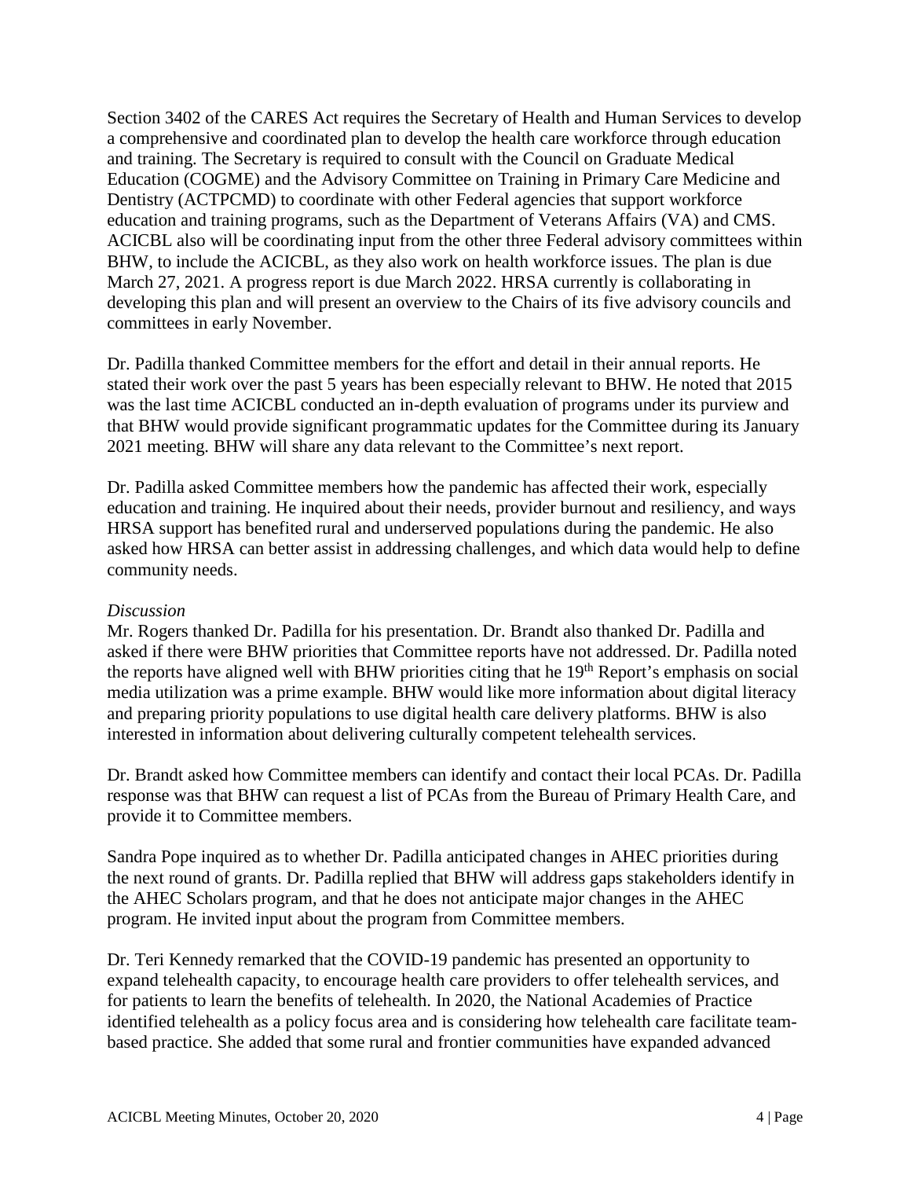Section 3402 of the CARES Act requires the Secretary of Health and Human Services to develop a comprehensive and coordinated plan to develop the health care workforce through education and training. The Secretary is required to consult with the Council on Graduate Medical Education (COGME) and the Advisory Committee on Training in Primary Care Medicine and Dentistry (ACTPCMD) to coordinate with other Federal agencies that support workforce education and training programs, such as the Department of Veterans Affairs (VA) and CMS. ACICBL also will be coordinating input from the other three Federal advisory committees within BHW, to include the ACICBL, as they also work on health workforce issues. The plan is due March 27, 2021. A progress report is due March 2022. HRSA currently is collaborating in developing this plan and will present an overview to the Chairs of its five advisory councils and committees in early November.

Dr. Padilla thanked Committee members for the effort and detail in their annual reports. He stated their work over the past 5 years has been especially relevant to BHW. He noted that 2015 was the last time ACICBL conducted an in-depth evaluation of programs under its purview and that BHW would provide significant programmatic updates for the Committee during its January 2021 meeting. BHW will share any data relevant to the Committee's next report.

Dr. Padilla asked Committee members how the pandemic has affected their work, especially education and training. He inquired about their needs, provider burnout and resiliency, and ways HRSA support has benefited rural and underserved populations during the pandemic. He also asked how HRSA can better assist in addressing challenges, and which data would help to define community needs.

*Discussion*

Mr. Rogers thanked Dr. Padilla for his presentation. Dr. Brandt also thanked Dr. Padilla and asked if there were BHW priorities that Committee reports have not addressed. Dr. Padilla noted the reports have aligned well with BHW priorities citing that he 19th Report's emphasis on social media utilization was a prime example. BHW would like more information about digital literacy and preparing priority populations to use digital health care delivery platforms. BHW is also interested in information about delivering culturally competent telehealth services.

Dr. Brandt asked how Committee members can identify and contact their local PCAs. Dr. Padilla response was that BHW can request a list of PCAs from the Bureau of Primary Health Care, and provide it to Committee members.

Sandra Pope inquired as to whether Dr. Padilla anticipated changes in AHEC priorities during the next round of grants. Dr. Padilla replied that BHW will address gaps stakeholders identify in the AHEC Scholars program, and that he does not anticipate major changes in the AHEC program. He invited input about the program from Committee members.

Dr. Teri Kennedy remarked that the COVID-19 pandemic has presented an opportunity to expand telehealth capacity, to encourage health care providers to offer telehealth services, and for patients to learn the benefits of telehealth. In 2020, the National Academies of Practice identified telehealth as a policy focus area and is considering how telehealth care facilitate team-based practice. She added that some rural and frontier communities have expanded advanced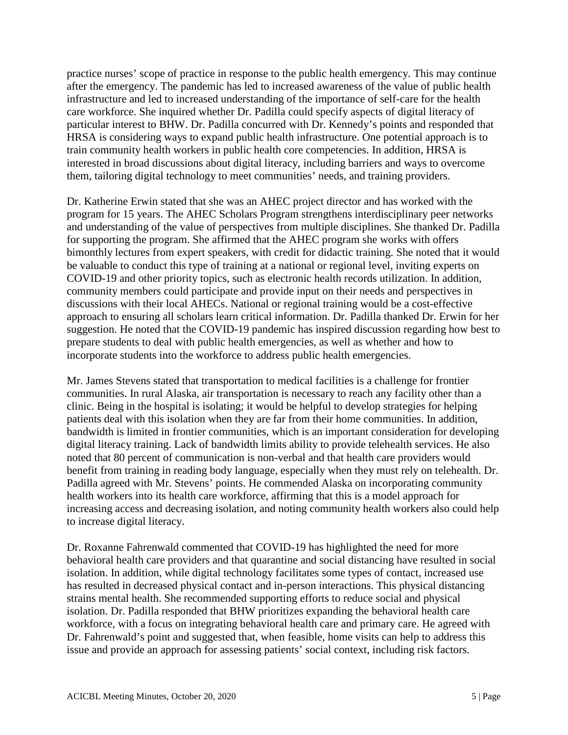practice nurses' scope of practice in response to the public health emergency. This may continue after the emergency. The pandemic has led to increased awareness of the value of public health infrastructure and led to increased understanding of the importance of self-care for the health care workforce. She inquired whether Dr. Padilla could specify aspects of digital literacy of particular interest to BHW. Dr. Padilla concurred with Dr. Kennedy's points and responded that HRSA is considering ways to expand public health infrastructure. One potential approach is to train community health workers in public health core competencies. In addition, HRSA is interested in broad discussions about digital literacy, including barriers and ways to overcome them, tailoring digital technology to meet communities' needs, and training providers.

Dr. Katherine Erwin stated that she was an AHEC project director and has worked with the program for 15 years. The AHEC Scholars Program strengthens interdisciplinary peer networks and understanding of the value of perspectives from multiple disciplines. She thanked Dr. Padilla for supporting the program. She affirmed that the AHEC program she works with offers bimonthly lectures from expert speakers, with credit for didactic training. She noted that it would be valuable to conduct this type of training at a national or regional level, inviting experts on COVID-19 and other priority topics, such as electronic health records utilization. In addition, community members could participate and provide input on their needs and perspectives in discussions with their local AHECs. National or regional training would be a cost-effective approach to ensuring all scholars learn critical information. Dr. Padilla thanked Dr. Erwin for her suggestion. He noted that the COVID-19 pandemic has inspired discussion regarding how best to prepare students to deal with public health emergencies, as well as whether and how to incorporate students into the workforce to address public health emergencies.

Mr. James Stevens stated that transportation to medical facilities is a challenge for frontier communities. In rural Alaska, air transportation is necessary to reach any facility other than a clinic. Being in the hospital is isolating; it would be helpful to develop strategies for helping patients deal with this isolation when they are far from their home communities. In addition, bandwidth is limited in frontier communities, which is an important consideration for developing digital literacy training. Lack of bandwidth limits ability to provide telehealth services. He also noted that 80 percent of communication is non-verbal and that health care providers would benefit from training in reading body language, especially when they must rely on telehealth. Dr. Padilla agreed with Mr. Stevens' points. He commended Alaska on incorporating community health workers into its health care workforce, affirming that this is a model approach for increasing access and decreasing isolation, and noting community health workers also could help to increase digital literacy.

Dr. Roxanne Fahrenwald commented that COVID-19 has highlighted the need for more behavioral health care providers and that quarantine and social distancing have resulted in social isolation. In addition, while digital technology facilitates some types of contact, increased use has resulted in decreased physical contact and in-person interactions. This physical distancing strains mental health. She recommended supporting efforts to reduce social and physical isolation. Dr. Padilla responded that BHW prioritizes expanding the behavioral health care workforce, with a focus on integrating behavioral health care and primary care. He agreed with Dr. Fahrenwald's point and suggested that, when feasible, home visits can help to address this issue and provide an approach for assessing patients' social context, including risk factors.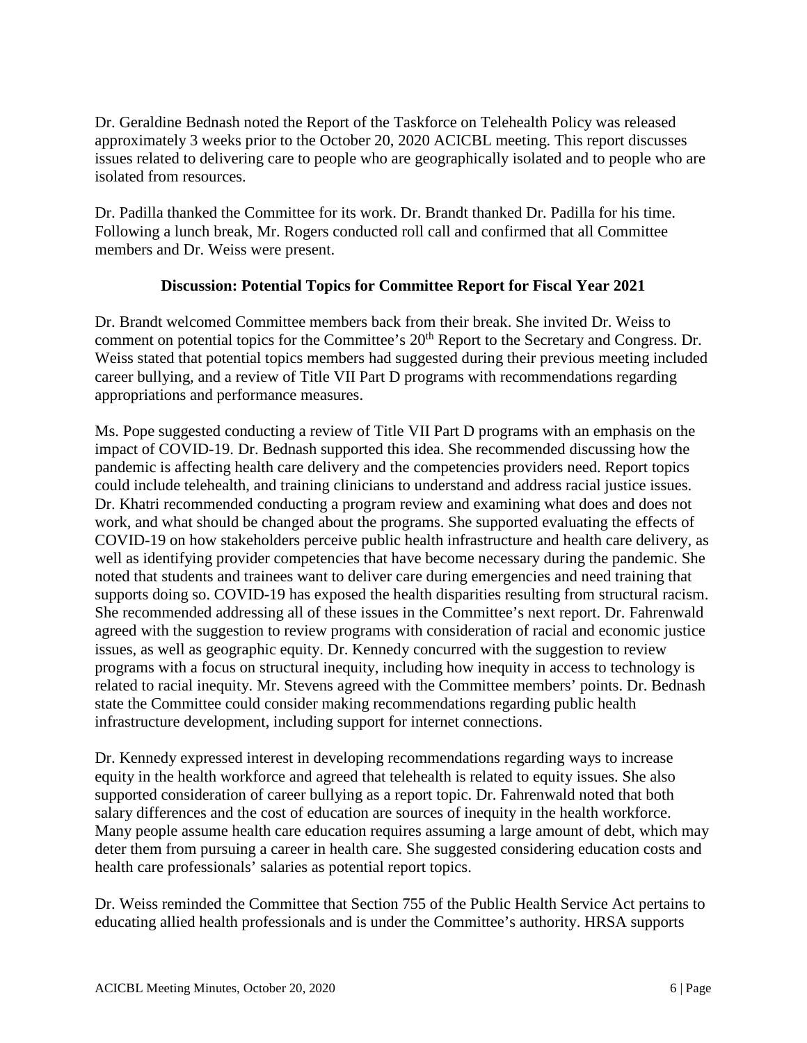Dr. Geraldine Bednash noted the Report of the Taskforce on Telehealth Policy was released approximately 3 weeks prior to the October 20, 2020 ACICBL meeting. This report discusses issues related to delivering care to people who are geographically isolated and to people who are isolated from resources.

Dr. Padilla thanked the Committee for its work. Dr. Brandt thanked Dr. Padilla for his time. Following a lunch break, Mr. Rogers conducted roll call and confirmed that all Committee members and Dr. Weiss were present.

### Discussion: Potential Topics for Committee Report for Fiscal Year 2021

Dr. Brandt welcomed Committee members back from their break. She invited Dr. Weiss to comment on potential topics for the Committee's 20th Report to the Secretary and Congress. Dr. Weiss stated that potential topics members had suggested during their previous meeting included career bullying, and a review of Title VII Part D programs with recommendations regarding appropriations and performance measures.

Ms. Pope suggested conducting a review of Title VII Part D programs with an emphasis on the impact of COVID-19. Dr. Bednash supported this idea. She recommended discussing how the pandemic is affecting health care delivery and the competencies providers need. Report topics could include telehealth, and training clinicians to understand and address racial justice issues. Dr. Khatri recommended conducting a program review and examining what does and does not work, and what should be changed about the programs. She supported evaluating the effects of COVID-19 on how stakeholders perceive public health infrastructure and health care delivery, as well as identifying provider competencies that have become necessary during the pandemic. She noted that students and trainees want to deliver care during emergencies and need training that supports doing so. COVID-19 has exposed the health disparities resulting from structural racism. She recommended addressing all of these issues in the Committee's next report. Dr. Fahrenwald agreed with the suggestion to review programs with consideration of racial and economic justice issues, as well as geographic equity. Dr. Kennedy concurred with the suggestion to review programs with a focus on structural inequity, including how inequity in access to technology is related to racial inequity. Mr. Stevens agreed with the Committee members' points. Dr. Bednash state the Committee could consider making recommendations regarding public health infrastructure development, including support for internet connections.

Dr. Kennedy expressed interest in developing recommendations regarding ways to increase equity in the health workforce and agreed that telehealth is related to equity issues. She also supported consideration of career bullying as a report topic. Dr. Fahrenwald noted that both salary differences and the cost of education are sources of inequity in the health workforce. Many people assume health care education requires assuming a large amount of debt, which may deter them from pursuing a career in health care. She suggested considering education costs and health care professionals' salaries as potential report topics.

Dr. Weiss reminded the Committee that Section 755 of the Public Health Service Act pertains to educating allied health professionals and is under the Committee's authority. HRSA supports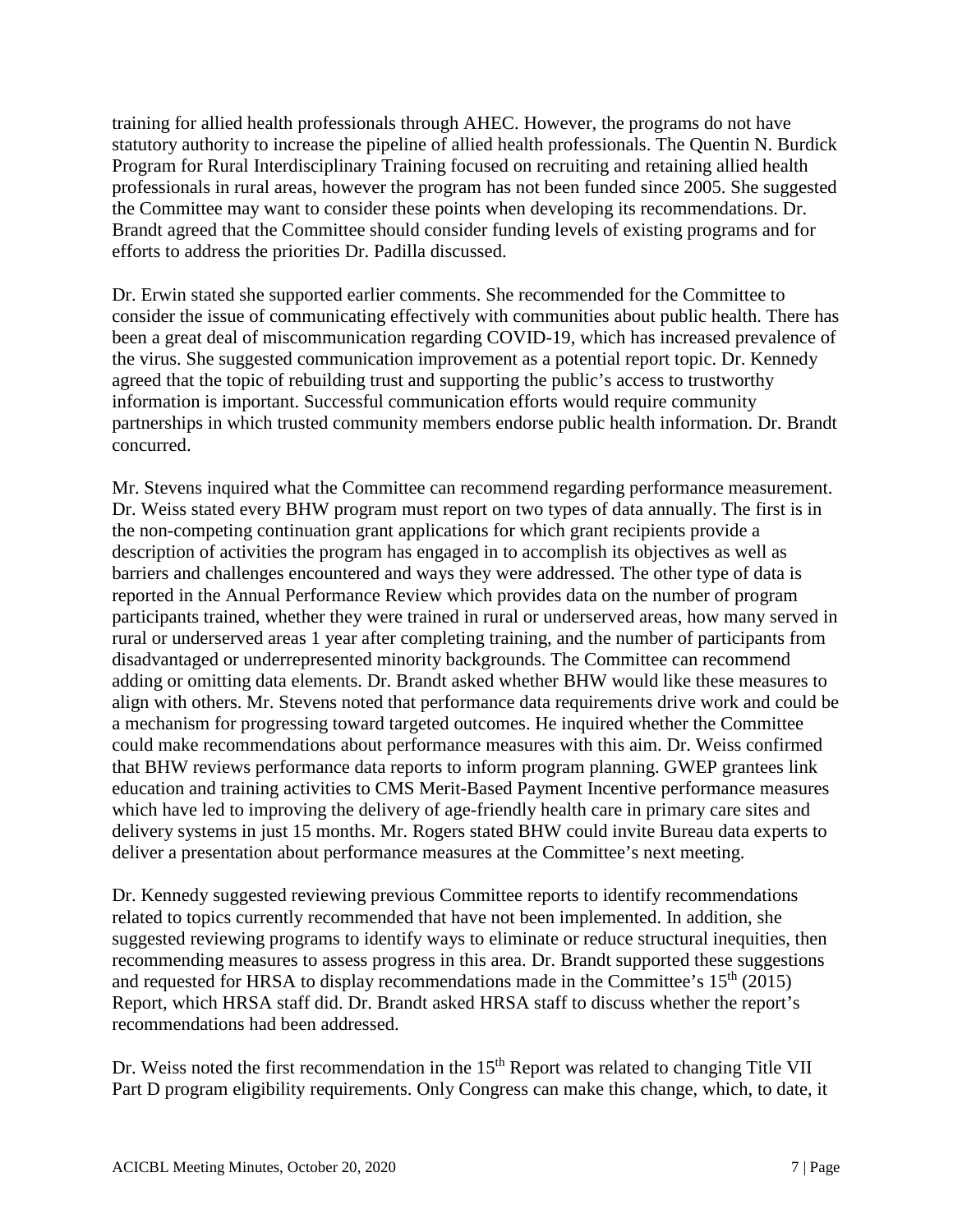training for allied health professionals through AHEC. However, the programs do not have statutory authority to increase the pipeline of allied health professionals. The Quentin N. Burdick Program for Rural Interdisciplinary Training focused on recruiting and retaining allied health professionals in rural areas, however the program has not been funded since 2005. She suggested the Committee may want to consider these points when developing its recommendations. Dr. Brandt agreed that the Committee should consider funding levels of existing programs and for efforts to address the priorities Dr. Padilla discussed.

Dr. Erwin stated she supported earlier comments. She recommended for the Committee to consider the issue of communicating effectively with communities about public health. There has been a great deal of miscommunication regarding COVID-19, which has increased prevalence of the virus. She suggested communication improvement as a potential report topic. Dr. Kennedy agreed that the topic of rebuilding trust and supporting the public's access to trustworthy information is important. Successful communication efforts would require community partnerships in which trusted community members endorse public health information. Dr. Brandt concurred.

Mr. Stevens inquired what the Committee can recommend regarding performance measurement. Dr. Weiss stated every BHW program must report on two types of data annually. The first is in the non-competing continuation grant applications for which grant recipients provide a description of activities the program has engaged in to accomplish its objectives as well as barriers and challenges encountered and ways they were addressed. The other type of data is reported in the Annual Performance Review which provides data on the number of program participants trained, whether they were trained in rural or underserved areas, how many served in rural or underserved areas 1 year after completing training, and the number of participants from disadvantaged or underrepresented minority backgrounds. The Committee can recommend adding or omitting data elements. Dr. Brandt asked whether BHW would like these measures to align with others. Mr. Stevens noted that performance data requirements drive work and could be a mechanism for progressing toward targeted outcomes. He inquired whether the Committee could make recommendations about performance measures with this aim. Dr. Weiss confirmed that BHW reviews performance data reports to inform program planning. GWEP grantees link education and training activities to CMS Merit-Based Payment Incentive performance measures which have led to improving the delivery of age-friendly health care in primary care sites and delivery systems in just 15 months. Mr. Rogers stated BHW could invite Bureau data experts to deliver a presentation about performance measures at the Committee's next meeting.

Dr. Kennedy suggested reviewing previous Committee reports to identify recommendations related to topics currently recommended that have not been implemented. In addition, she suggested reviewing programs to identify ways to eliminate or reduce structural inequities, then recommending measures to assess progress in this area. Dr. Brandt supported these suggestions and requested for HRSA to display recommendations made in the Committee's 15th (2015) Report, which HRSA staff did. Dr. Brandt asked HRSA staff to discuss whether the report's recommendations had been addressed.

Dr. Weiss noted the first recommendation in the 15th Report was related to changing Title VII Part D program eligibility requirements. Only Congress can make this change, which, to date, it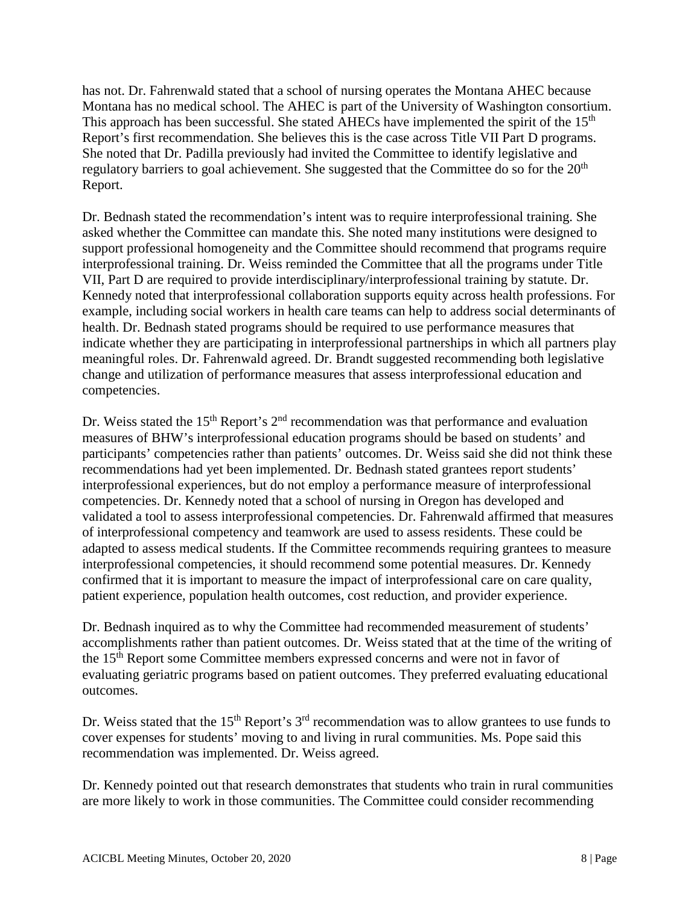has not. Dr. Fahrenwald stated that a school of nursing operates the Montana AHEC because Montana has no medical school. The AHEC is part of the University of Washington consortium. This approach has been successful. She stated AHECs have implemented the spirit of the 15th Report's first recommendation. She believes this is the case across Title VII Part D programs. She noted that Dr. Padilla previously had invited the Committee to identify legislative and regulatory barriers to goal achievement. She suggested that the Committee do so for the 20th Report.

Dr. Bednash stated the recommendation's intent was to require interprofessional training. She asked whether the Committee can mandate this. She noted many institutions were designed to support professional homogeneity and the Committee should recommend that programs require interprofessional training. Dr. Weiss reminded the Committee that all the programs under Title VII, Part D are required to provide interdisciplinary/interprofessional training by statute. Dr. Kennedy noted that interprofessional collaboration supports equity across health professions. For example, including social workers in health care teams can help to address social determinants of health. Dr. Bednash stated programs should be required to use performance measures that indicate whether they are participating in interprofessional partnerships in which all partners play meaningful roles. Dr. Fahrenwald agreed. Dr. Brandt suggested recommending both legislative change and utilization of performance measures that assess interprofessional education and competencies.

Dr. Weiss stated the 15th Report's 2nd recommendation was that performance and evaluation measures of BHW's interprofessional education programs should be based on students' and participants' competencies rather than patients' outcomes. Dr. Weiss said she did not think these recommendations had yet been implemented. Dr. Bednash stated grantees report students' interprofessional experiences, but do not employ a performance measure of interprofessional competencies. Dr. Kennedy noted that a school of nursing in Oregon has developed and validated a tool to assess interprofessional competencies. Dr. Fahrenwald affirmed that measures of interprofessional competency and teamwork are used to assess residents. These could be adapted to assess medical students. If the Committee recommends requiring grantees to measure interprofessional competencies, it should recommend some potential measures. Dr. Kennedy confirmed that it is important to measure the impact of interprofessional care on care quality, patient experience, population health outcomes, cost reduction, and provider experience.

Dr. Bednash inquired as to why the Committee had recommended measurement of students' accomplishments rather than patient outcomes. Dr. Weiss stated that at the time of the writing of the 15th Report some Committee members expressed concerns and were not in favor of evaluating geriatric programs based on patient outcomes. They preferred evaluating educational outcomes.

Dr. Weiss stated that the 15th Report's 3rd recommendation was to allow grantees to use funds to cover expenses for students' moving to and living in rural communities. Ms. Pope said this recommendation was implemented. Dr. Weiss agreed.

Dr. Kennedy pointed out that research demonstrates that students who train in rural communities are more likely to work in those communities. The Committee could consider recommending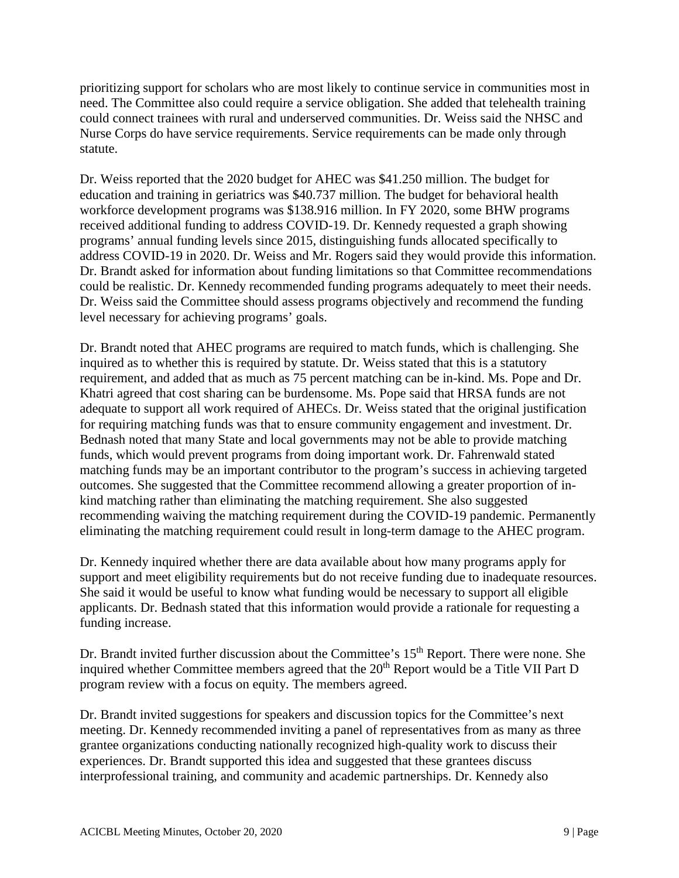prioritizing support for scholars who are most likely to continue service in communities most in need. The Committee also could require a service obligation. She added that telehealth training could connect trainees with rural and underserved communities. Dr. Weiss said the NHSC and Nurse Corps do have service requirements. Service requirements can be made only through statute.

Dr. Weiss reported that the 2020 budget for AHEC was \$41.250 million. The budget for education and training in geriatrics was \$40.737 million. The budget for behavioral health workforce development programs was \$138.916 million. In FY 2020, some BHW programs received additional funding to address COVID-19. Dr. Kennedy requested a graph showing programs' annual funding levels since 2015, distinguishing funds allocated specifically to address COVID-19 in 2020. Dr. Weiss and Mr. Rogers said they would provide this information. Dr. Brandt asked for information about funding limitations so that Committee recommendations could be realistic. Dr. Kennedy recommended funding programs adequately to meet their needs. Dr. Weiss said the Committee should assess programs objectively and recommend the funding level necessary for achieving programs' goals.

Dr. Brandt noted that AHEC programs are required to match funds, which is challenging. She inquired as to whether this is required by statute. Dr. Weiss stated that this is a statutory requirement, and added that as much as 75 percent matching can be in-kind. Ms. Pope and Dr. Khatri agreed that cost sharing can be burdensome. Ms. Pope said that HRSA funds are not adequate to support all work required of AHECs. Dr. Weiss stated that the original justification for requiring matching funds was that to ensure community engagement and investment. Dr. Bednash noted that many State and local governments may not be able to provide matching funds, which would prevent programs from doing important work. Dr. Fahrenwald stated matching funds may be an important contributor to the program's success in achieving targeted outcomes. She suggested that the Committee recommend allowing a greater proportion of in-kind matching rather than eliminating the matching requirement. She also suggested recommending waiving the matching requirement during the COVID-19 pandemic. Permanently eliminating the matching requirement could result in long-term damage to the AHEC program.

Dr. Kennedy inquired whether there are data available about how many programs apply for support and meet eligibility requirements but do not receive funding due to inadequate resources. She said it would be useful to know what funding would be necessary to support all eligible applicants. Dr. Bednash stated that this information would provide a rationale for requesting a funding increase.

Dr. Brandt invited further discussion about the Committee's 15th Report. There were none. She inquired whether Committee members agreed that the 20th Report would be a Title VII Part D program review with a focus on equity. The members agreed.

Dr. Brandt invited suggestions for speakers and discussion topics for the Committee's next meeting. Dr. Kennedy recommended inviting a panel of representatives from as many as three grantee organizations conducting nationally recognized high-quality work to discuss their experiences. Dr. Brandt supported this idea and suggested that these grantees discuss interprofessional training, and community and academic partnerships. Dr. Kennedy also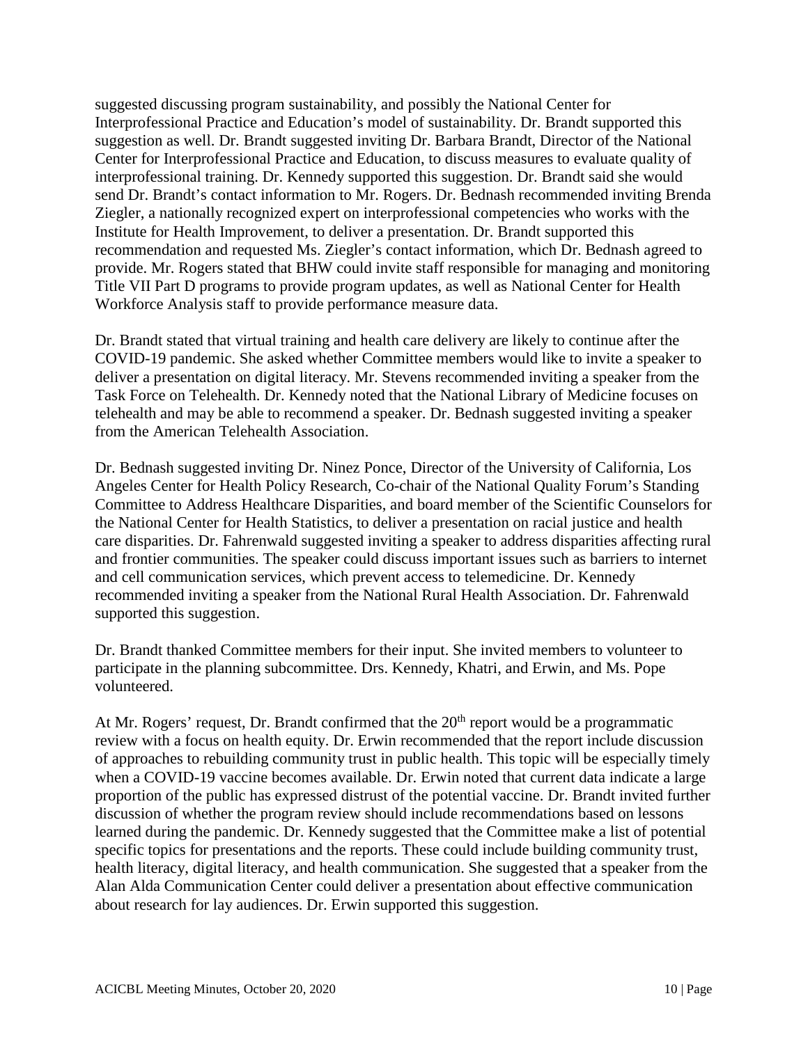suggested discussing program sustainability, and possibly the National Center for Interprofessional Practice and Education's model of sustainability. Dr. Brandt supported this suggestion as well. Dr. Brandt suggested inviting Dr. Barbara Brandt, Director of the National Center for Interprofessional Practice and Education, to discuss measures to evaluate quality of interprofessional training. Dr. Kennedy supported this suggestion. Dr. Brandt said she would send Dr. Brandt's contact information to Mr. Rogers. Dr. Bednash recommended inviting Brenda Ziegler, a nationally recognized expert on interprofessional competencies who works with the Institute for Health Improvement, to deliver a presentation. Dr. Brandt supported this recommendation and requested Ms. Ziegler's contact information, which Dr. Bednash agreed to provide. Mr. Rogers stated that BHW could invite staff responsible for managing and monitoring Title VII Part D programs to provide program updates, as well as National Center for Health Workforce Analysis staff to provide performance measure data.

Dr. Brandt stated that virtual training and health care delivery are likely to continue after the COVID-19 pandemic. She asked whether Committee members would like to invite a speaker to deliver a presentation on digital literacy. Mr. Stevens recommended inviting a speaker from the Task Force on Telehealth. Dr. Kennedy noted that the National Library of Medicine focuses on telehealth and may be able to recommend a speaker. Dr. Bednash suggested inviting a speaker from the American Telehealth Association.

Dr. Bednash suggested inviting Dr. Ninez Ponce, Director of the University of California, Los Angeles Center for Health Policy Research, Co-chair of the National Quality Forum's Standing Committee to Address Healthcare Disparities, and board member of the Scientific Counselors for the National Center for Health Statistics, to deliver a presentation on racial justice and health care disparities. Dr. Fahrenwald suggested inviting a speaker to address disparities affecting rural and frontier communities. The speaker could discuss important issues such as barriers to internet and cell communication services, which prevent access to telemedicine. Dr. Kennedy recommended inviting a speaker from the National Rural Health Association. Dr. Fahrenwald supported this suggestion.

Dr. Brandt thanked Committee members for their input. She invited members to volunteer to participate in the planning subcommittee. Drs. Kennedy, Khatri, and Erwin, and Ms. Pope volunteered.

At Mr. Rogers' request, Dr. Brandt confirmed that the 20th report would be a programmatic review with a focus on health equity. Dr. Erwin recommended that the report include discussion of approaches to rebuilding community trust in public health. This topic will be especially timely when a COVID-19 vaccine becomes available. Dr. Erwin noted that current data indicate a large proportion of the public has expressed distrust of the potential vaccine. Dr. Brandt invited further discussion of whether the program review should include recommendations based on lessons learned during the pandemic. Dr. Kennedy suggested that the Committee make a list of potential specific topics for presentations and the reports. These could include building community trust, health literacy, digital literacy, and health communication. She suggested that a speaker from the Alan Alda Communication Center could deliver a presentation about effective communication about research for lay audiences. Dr. Erwin supported this suggestion.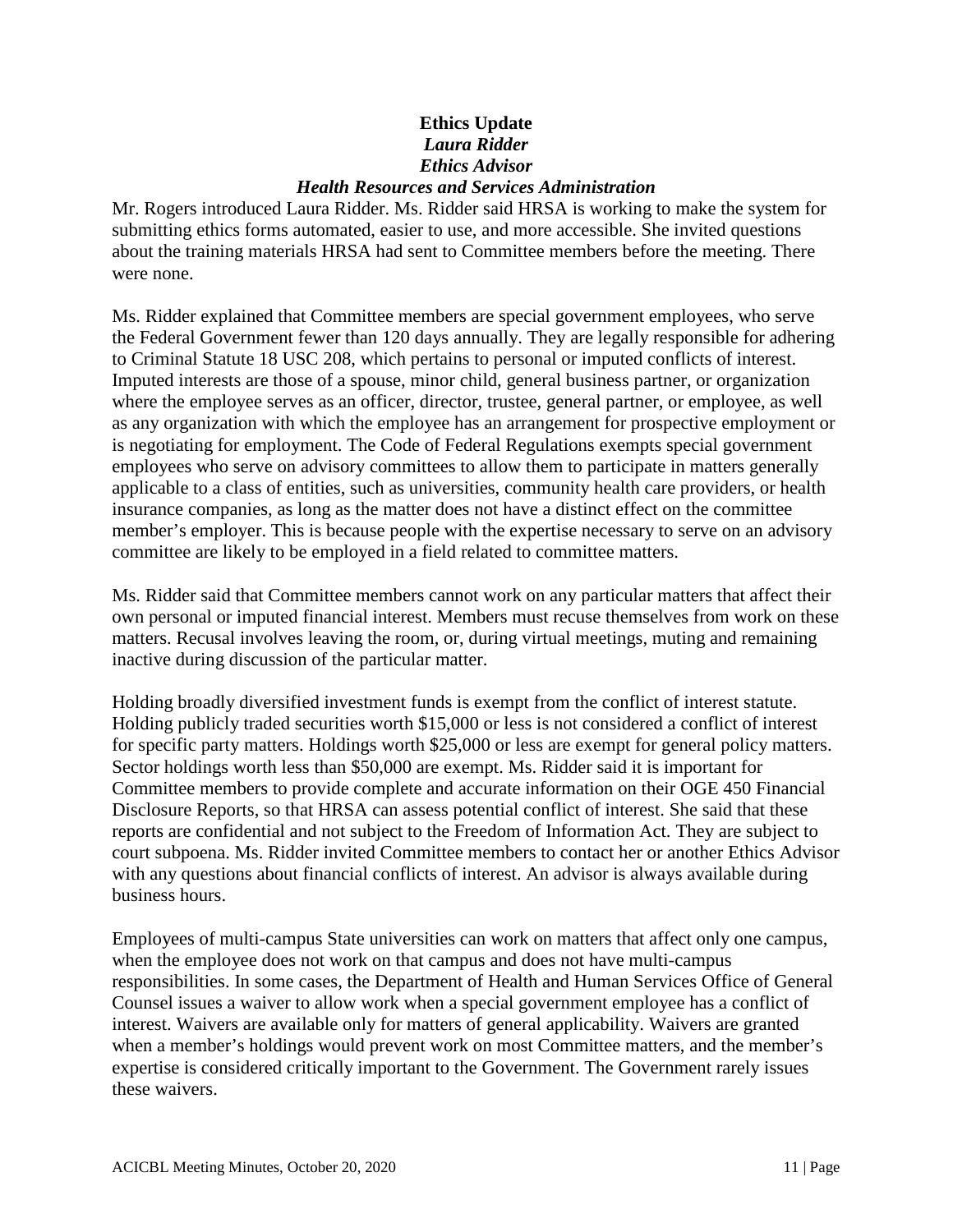**Ethics Update**
***Laura Ridder***
***Ethics Advisor***
***Health Resources and Services Administration***

Mr. Rogers introduced Laura Ridder. Ms. Ridder said HRSA is working to make the system for submitting ethics forms automated, easier to use, and more accessible. She invited questions about the training materials HRSA had sent to Committee members before the meeting. There were none.

Ms. Ridder explained that Committee members are special government employees, who serve the Federal Government fewer than 120 days annually. They are legally responsible for adhering to Criminal Statute 18 USC 208, which pertains to personal or imputed conflicts of interest. Imputed interests are those of a spouse, minor child, general business partner, or organization where the employee serves as an officer, director, trustee, general partner, or employee, as well as any organization with which the employee has an arrangement for prospective employment or is negotiating for employment. The Code of Federal Regulations exempts special government employees who serve on advisory committees to allow them to participate in matters generally applicable to a class of entities, such as universities, community health care providers, or health insurance companies, as long as the matter does not have a distinct effect on the committee member's employer. This is because people with the expertise necessary to serve on an advisory committee are likely to be employed in a field related to committee matters.

Ms. Ridder said that Committee members cannot work on any particular matters that affect their own personal or imputed financial interest. Members must recuse themselves from work on these matters. Recusal involves leaving the room, or, during virtual meetings, muting and remaining inactive during discussion of the particular matter.

Holding broadly diversified investment funds is exempt from the conflict of interest statute. Holding publicly traded securities worth $15,000 or less is not considered a conflict of interest for specific party matters. Holdings worth $25,000 or less are exempt for general policy matters. Sector holdings worth less than $50,000 are exempt. Ms. Ridder said it is important for Committee members to provide complete and accurate information on their OGE 450 Financial Disclosure Reports, so that HRSA can assess potential conflict of interest. She said that these reports are confidential and not subject to the Freedom of Information Act. They are subject to court subpoena. Ms. Ridder invited Committee members to contact her or another Ethics Advisor with any questions about financial conflicts of interest. An advisor is always available during business hours.

Employees of multi-campus State universities can work on matters that affect only one campus, when the employee does not work on that campus and does not have multi-campus responsibilities. In some cases, the Department of Health and Human Services Office of General Counsel issues a waiver to allow work when a special government employee has a conflict of interest. Waivers are available only for matters of general applicability. Waivers are granted when a member's holdings would prevent work on most Committee matters, and the member's expertise is considered critically important to the Government. The Government rarely issues these waivers.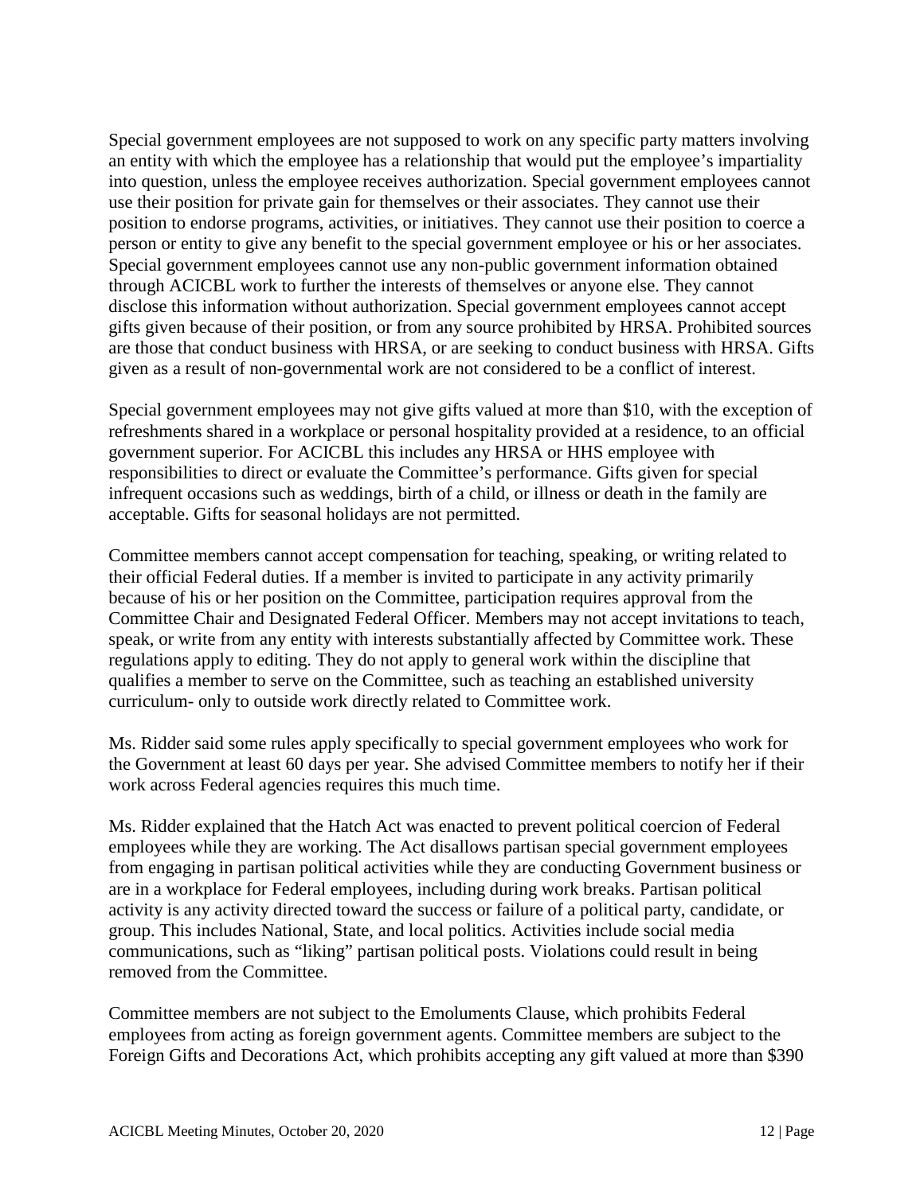Special government employees are not supposed to work on any specific party matters involving an entity with which the employee has a relationship that would put the employee's impartiality into question, unless the employee receives authorization. Special government employees cannot use their position for private gain for themselves or their associates. They cannot use their position to endorse programs, activities, or initiatives. They cannot use their position to coerce a person or entity to give any benefit to the special government employee or his or her associates. Special government employees cannot use any non-public government information obtained through ACICBL work to further the interests of themselves or anyone else. They cannot disclose this information without authorization. Special government employees cannot accept gifts given because of their position, or from any source prohibited by HRSA. Prohibited sources are those that conduct business with HRSA, or are seeking to conduct business with HRSA. Gifts given as a result of non-governmental work are not considered to be a conflict of interest.

Special government employees may not give gifts valued at more than $10, with the exception of refreshments shared in a workplace or personal hospitality provided at a residence, to an official government superior. For ACICBL this includes any HRSA or HHS employee with responsibilities to direct or evaluate the Committee's performance. Gifts given for special infrequent occasions such as weddings, birth of a child, or illness or death in the family are acceptable. Gifts for seasonal holidays are not permitted.

Committee members cannot accept compensation for teaching, speaking, or writing related to their official Federal duties. If a member is invited to participate in any activity primarily because of his or her position on the Committee, participation requires approval from the Committee Chair and Designated Federal Officer. Members may not accept invitations to teach, speak, or write from any entity with interests substantially affected by Committee work. These regulations apply to editing. They do not apply to general work within the discipline that qualifies a member to serve on the Committee, such as teaching an established university curriculum- only to outside work directly related to Committee work.

Ms. Ridder said some rules apply specifically to special government employees who work for the Government at least 60 days per year. She advised Committee members to notify her if their work across Federal agencies requires this much time.

Ms. Ridder explained that the Hatch Act was enacted to prevent political coercion of Federal employees while they are working. The Act disallows partisan special government employees from engaging in partisan political activities while they are conducting Government business or are in a workplace for Federal employees, including during work breaks. Partisan political activity is any activity directed toward the success or failure of a political party, candidate, or group. This includes National, State, and local politics. Activities include social media communications, such as "liking" partisan political posts. Violations could result in being removed from the Committee.

Committee members are not subject to the Emoluments Clause, which prohibits Federal employees from acting as foreign government agents. Committee members are subject to the Foreign Gifts and Decorations Act, which prohibits accepting any gift valued at more than $390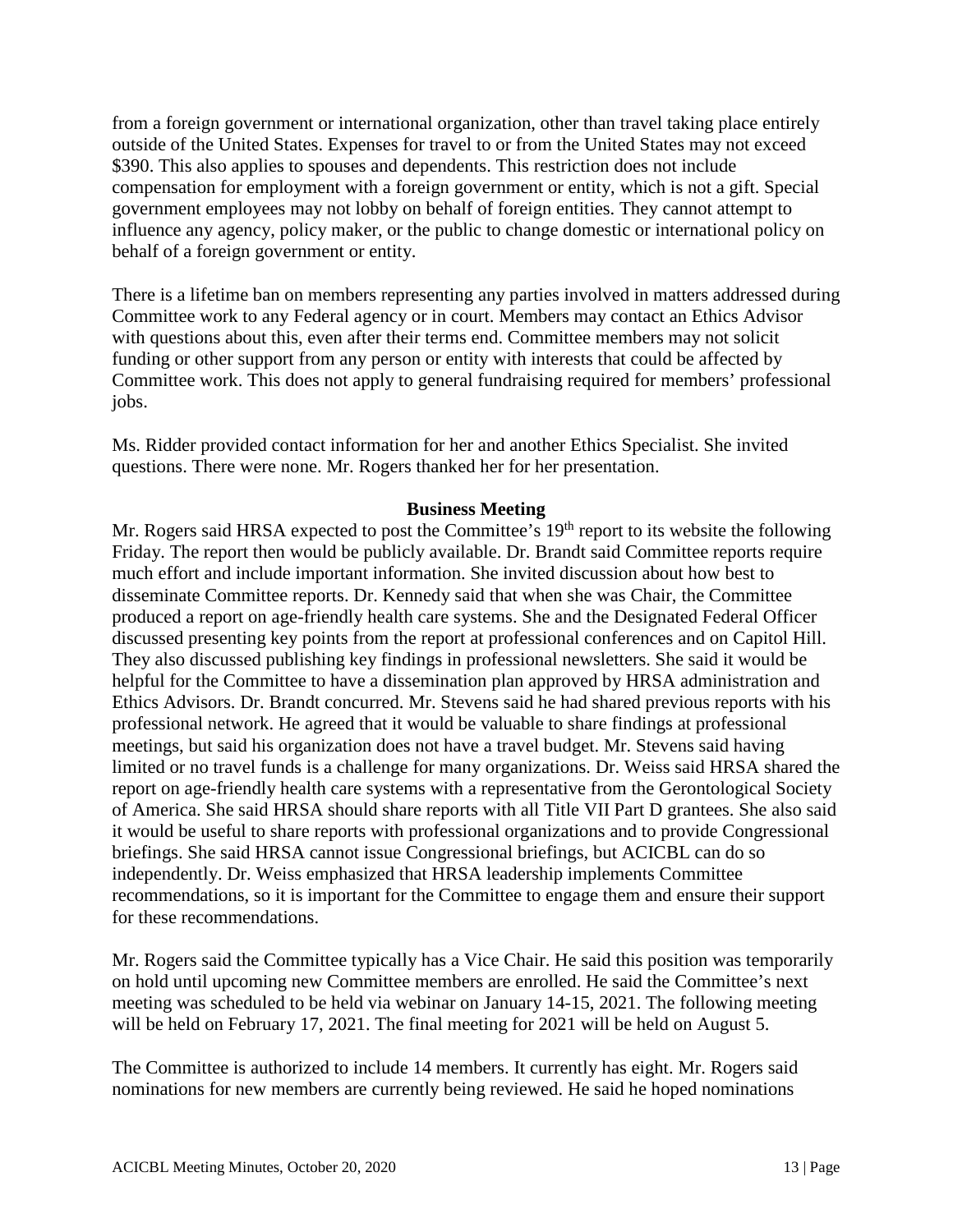from a foreign government or international organization, other than travel taking place entirely outside of the United States. Expenses for travel to or from the United States may not exceed \$390. This also applies to spouses and dependents. This restriction does not include compensation for employment with a foreign government or entity, which is not a gift. Special government employees may not lobby on behalf of foreign entities. They cannot attempt to influence any agency, policy maker, or the public to change domestic or international policy on behalf of a foreign government or entity.

There is a lifetime ban on members representing any parties involved in matters addressed during Committee work to any Federal agency or in court. Members may contact an Ethics Advisor with questions about this, even after their terms end. Committee members may not solicit funding or other support from any person or entity with interests that could be affected by Committee work. This does not apply to general fundraising required for members' professional jobs.

Ms. Ridder provided contact information for her and another Ethics Specialist. She invited questions. There were none. Mr. Rogers thanked her for her presentation.

## Business Meeting

Mr. Rogers said HRSA expected to post the Committee's 19th report to its website the following Friday. The report then would be publicly available. Dr. Brandt said Committee reports require much effort and include important information. She invited discussion about how best to disseminate Committee reports. Dr. Kennedy said that when she was Chair, the Committee produced a report on age-friendly health care systems. She and the Designated Federal Officer discussed presenting key points from the report at professional conferences and on Capitol Hill. They also discussed publishing key findings in professional newsletters. She said it would be helpful for the Committee to have a dissemination plan approved by HRSA administration and Ethics Advisors. Dr. Brandt concurred. Mr. Stevens said he had shared previous reports with his professional network. He agreed that it would be valuable to share findings at professional meetings, but said his organization does not have a travel budget. Mr. Stevens said having limited or no travel funds is a challenge for many organizations. Dr. Weiss said HRSA shared the report on age-friendly health care systems with a representative from the Gerontological Society of America. She said HRSA should share reports with all Title VII Part D grantees. She also said it would be useful to share reports with professional organizations and to provide Congressional briefings. She said HRSA cannot issue Congressional briefings, but ACICBL can do so independently. Dr. Weiss emphasized that HRSA leadership implements Committee recommendations, so it is important for the Committee to engage them and ensure their support for these recommendations.

Mr. Rogers said the Committee typically has a Vice Chair. He said this position was temporarily on hold until upcoming new Committee members are enrolled. He said the Committee's next meeting was scheduled to be held via webinar on January 14-15, 2021. The following meeting will be held on February 17, 2021. The final meeting for 2021 will be held on August 5.

The Committee is authorized to include 14 members. It currently has eight. Mr. Rogers said nominations for new members are currently being reviewed. He said he hoped nominations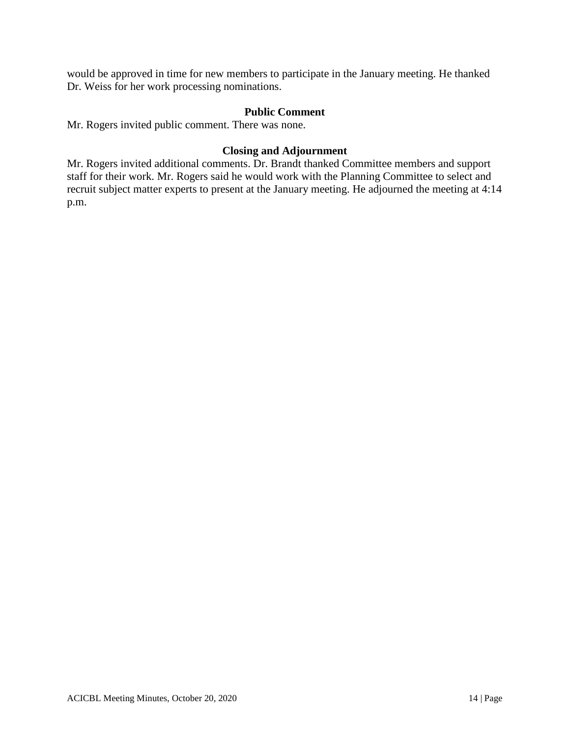would be approved in time for new members to participate in the January meeting. He thanked Dr. Weiss for her work processing nominations.

### Public Comment

Mr. Rogers invited public comment. There was none.

### Closing and Adjournment

Mr. Rogers invited additional comments. Dr. Brandt thanked Committee members and support staff for their work. Mr. Rogers said he would work with the Planning Committee to select and recruit subject matter experts to present at the January meeting. He adjourned the meeting at 4:14 p.m.